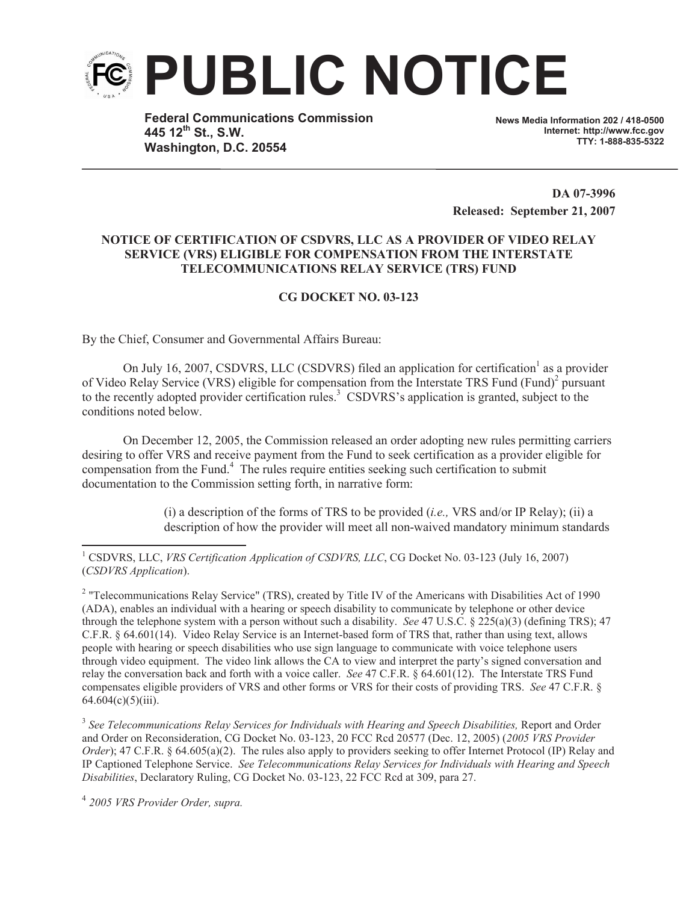# PUBLIC NOTICE

**Federal Communications Commission**
**445 12th St., S.W.**
**Washington, D.C. 20554**

**News Media Information 202 / 418-0500**
**Internet: http://www.fcc.gov**
**TTY: 1-888-835-5322**

**DA 07-3996**
**Released: September 21, 2007**

**NOTICE OF CERTIFICATION OF CSDVRS, LLC AS A PROVIDER OF VIDEO RELAY SERVICE (VRS) ELIGIBLE FOR COMPENSATION FROM THE INTERSTATE TELECOMMUNICATIONS RELAY SERVICE (TRS) FUND**

**CG DOCKET NO. 03-123**

By the Chief, Consumer and Governmental Affairs Bureau:

On July 16, 2007, CSDVRS, LLC (CSDVRS) filed an application for certification[1] as a provider of Video Relay Service (VRS) eligible for compensation from the Interstate TRS Fund (Fund)[2] pursuant to the recently adopted provider certification rules.[3] CSDVRS's application is granted, subject to the conditions noted below.

On December 12, 2005, the Commission released an order adopting new rules permitting carriers desiring to offer VRS and receive payment from the Fund to seek certification as a provider eligible for compensation from the Fund.[4] The rules require entities seeking such certification to submit documentation to the Commission setting forth, in narrative form:

> (i) a description of the forms of TRS to be provided (*i.e.,* VRS and/or IP Relay); (ii) a description of how the provider will meet all non-waived mandatory minimum standards

---

[1] CSDVRS, LLC, *VRS Certification Application of CSDVRS, LLC*, CG Docket No. 03-123 (July 16, 2007) (*CSDVRS Application*).

[2] "Telecommunications Relay Service" (TRS), created by Title IV of the Americans with Disabilities Act of 1990 (ADA), enables an individual with a hearing or speech disability to communicate by telephone or other device through the telephone system with a person without such a disability. *See* 47 U.S.C. § 225(a)(3) (defining TRS); 47 C.F.R. § 64.601(14). Video Relay Service is an Internet-based form of TRS that, rather than using text, allows people with hearing or speech disabilities who use sign language to communicate with voice telephone users through video equipment. The video link allows the CA to view and interpret the party's signed conversation and relay the conversation back and forth with a voice caller. *See* 47 C.F.R. § 64.601(12). The Interstate TRS Fund compensates eligible providers of VRS and other forms or VRS for their costs of providing TRS. *See* 47 C.F.R. § 64.604(c)(5)(iii).

[3] *See Telecommunications Relay Services for Individuals with Hearing and Speech Disabilities,* Report and Order and Order on Reconsideration, CG Docket No. 03-123, 20 FCC Rcd 20577 (Dec. 12, 2005) (*2005 VRS Provider Order*); 47 C.F.R. § 64.605(a)(2). The rules also apply to providers seeking to offer Internet Protocol (IP) Relay and IP Captioned Telephone Service. *See Telecommunications Relay Services for Individuals with Hearing and Speech Disabilities*, Declaratory Ruling, CG Docket No. 03-123, 22 FCC Rcd at 309, para 27.

[4] *2005 VRS Provider Order, supra.*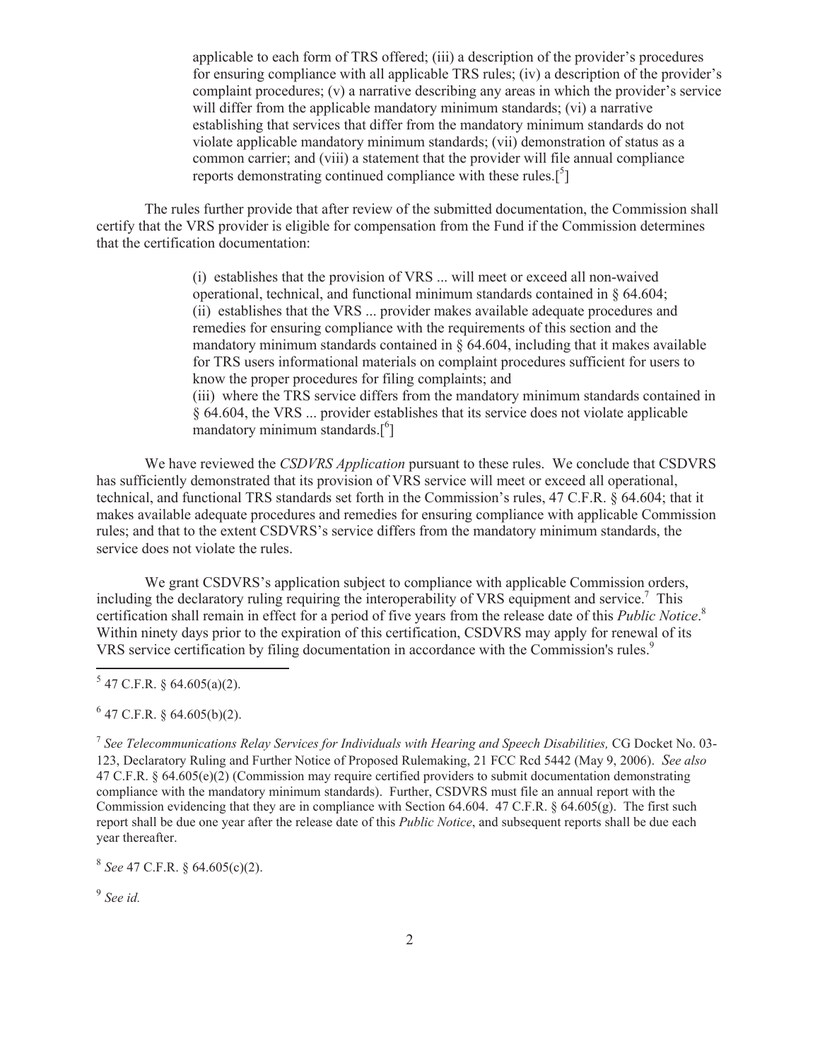> applicable to each form of TRS offered; (iii) a description of the provider's procedures for ensuring compliance with all applicable TRS rules; (iv) a description of the provider's complaint procedures; (v) a narrative describing any areas in which the provider's service will differ from the applicable mandatory minimum standards; (vi) a narrative establishing that services that differ from the mandatory minimum standards do not violate applicable mandatory minimum standards; (vii) demonstration of status as a common carrier; and (viii) a statement that the provider will file annual compliance reports demonstrating continued compliance with these rules.[[5]]

The rules further provide that after review of the submitted documentation, the Commission shall certify that the VRS provider is eligible for compensation from the Fund if the Commission determines that the certification documentation:

> (i) establishes that the provision of VRS ... will meet or exceed all non-waived operational, technical, and functional minimum standards contained in § 64.604;
> (ii) establishes that the VRS ... provider makes available adequate procedures and remedies for ensuring compliance with the requirements of this section and the mandatory minimum standards contained in § 64.604, including that it makes available for TRS users informational materials on complaint procedures sufficient for users to know the proper procedures for filing complaints; and
> (iii) where the TRS service differs from the mandatory minimum standards contained in § 64.604, the VRS ... provider establishes that its service does not violate applicable mandatory minimum standards.[[6]]

We have reviewed the *CSDVRS Application* pursuant to these rules. We conclude that CSDVRS has sufficiently demonstrated that its provision of VRS service will meet or exceed all operational, technical, and functional TRS standards set forth in the Commission's rules, 47 C.F.R. § 64.604; that it makes available adequate procedures and remedies for ensuring compliance with applicable Commission rules; and that to the extent CSDVRS's service differs from the mandatory minimum standards, the service does not violate the rules.

We grant CSDVRS's application subject to compliance with applicable Commission orders, including the declaratory ruling requiring the interoperability of VRS equipment and service.[7] This certification shall remain in effect for a period of five years from the release date of this *Public Notice*.[8] Within ninety days prior to the expiration of this certification, CSDVRS may apply for renewal of its VRS service certification by filing documentation in accordance with the Commission's rules.[9]

---

[5] 47 C.F.R. § 64.605(a)(2).

[6] 47 C.F.R. § 64.605(b)(2).

[7] *See Telecommunications Relay Services for Individuals with Hearing and Speech Disabilities,* CG Docket No. 03-123, Declaratory Ruling and Further Notice of Proposed Rulemaking, 21 FCC Rcd 5442 (May 9, 2006). *See also* 47 C.F.R. § 64.605(e)(2) (Commission may require certified providers to submit documentation demonstrating compliance with the mandatory minimum standards). Further, CSDVRS must file an annual report with the Commission evidencing that they are in compliance with Section 64.604. 47 C.F.R. § 64.605(g). The first such report shall be due one year after the release date of this *Public Notice*, and subsequent reports shall be due each year thereafter.

[8] *See* 47 C.F.R. § 64.605(c)(2).

[9] *See id.*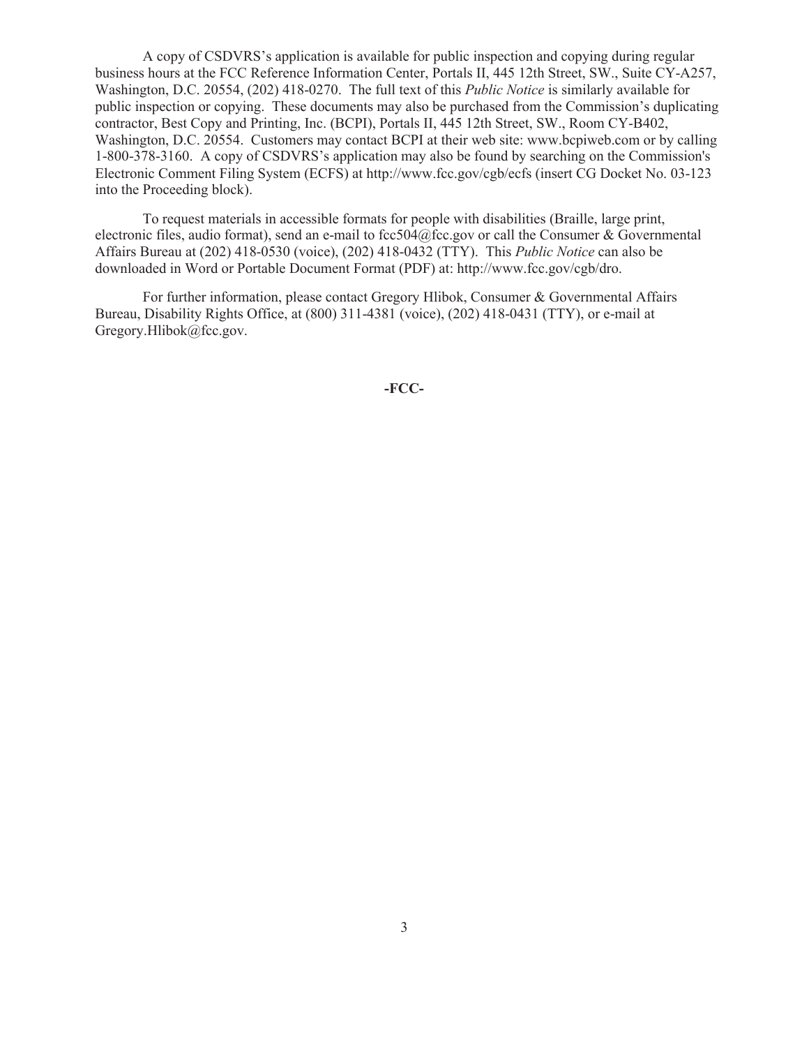A copy of CSDVRS's application is available for public inspection and copying during regular business hours at the FCC Reference Information Center, Portals II, 445 12th Street, SW., Suite CY-A257, Washington, D.C. 20554, (202) 418-0270. The full text of this *Public Notice* is similarly available for public inspection or copying. These documents may also be purchased from the Commission's duplicating contractor, Best Copy and Printing, Inc. (BCPI), Portals II, 445 12th Street, SW., Room CY-B402, Washington, D.C. 20554. Customers may contact BCPI at their web site: www.bcpiweb.com or by calling 1-800-378-3160. A copy of CSDVRS's application may also be found by searching on the Commission's Electronic Comment Filing System (ECFS) at http://www.fcc.gov/cgb/ecfs (insert CG Docket No. 03-123 into the Proceeding block).

To request materials in accessible formats for people with disabilities (Braille, large print, electronic files, audio format), send an e-mail to fcc504@fcc.gov or call the Consumer & Governmental Affairs Bureau at (202) 418-0530 (voice), (202) 418-0432 (TTY). This *Public Notice* can also be downloaded in Word or Portable Document Format (PDF) at: http://www.fcc.gov/cgb/dro.

For further information, please contact Gregory Hlibok, Consumer & Governmental Affairs Bureau, Disability Rights Office, at (800) 311-4381 (voice), (202) 418-0431 (TTY), or e-mail at Gregory.Hlibok@fcc.gov.

**-FCC-**